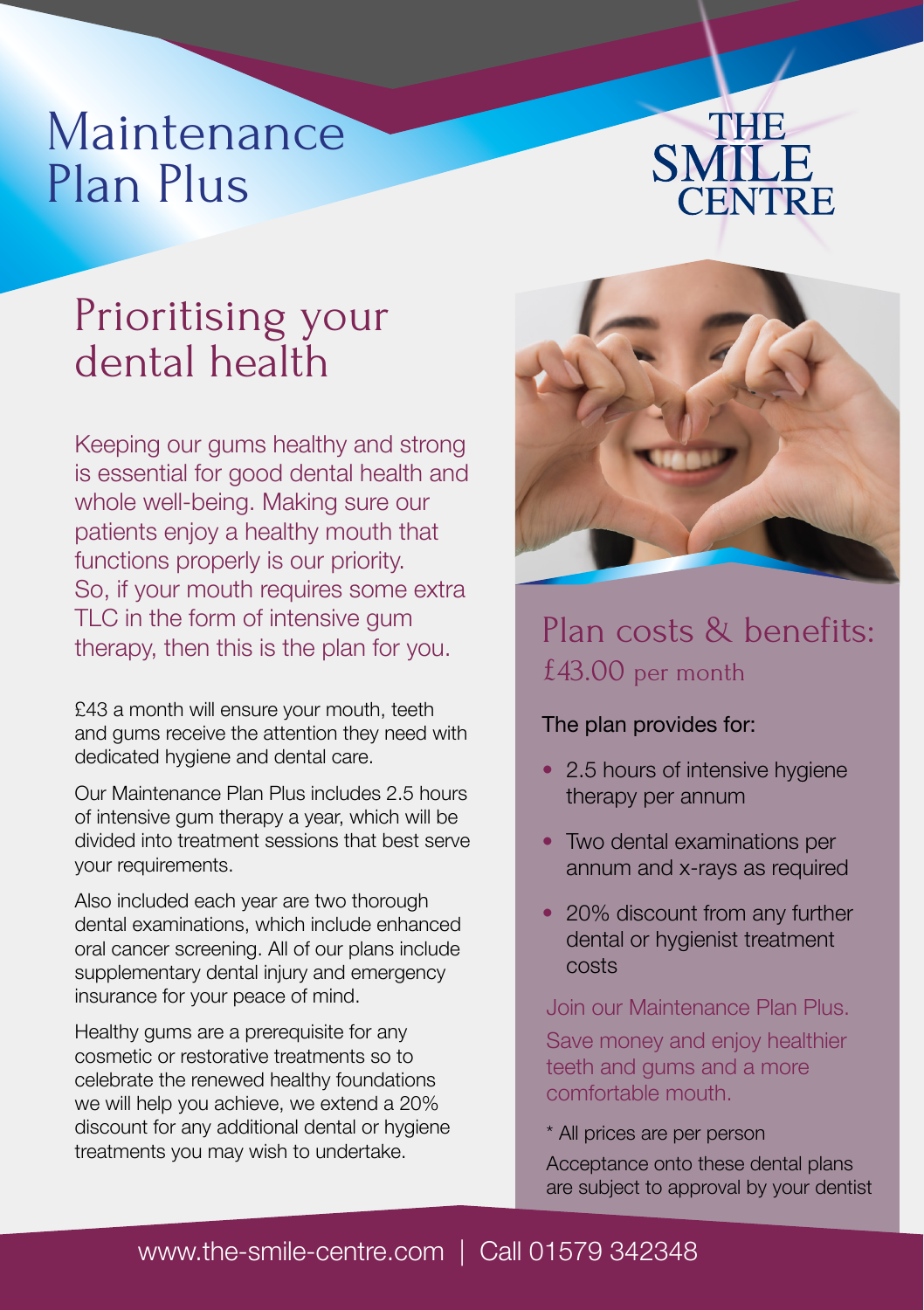# Maintenance Plan Plus

THE SMILE CENTRE

## Prioritising your dental health

Keeping our gums healthy and strong is essential for good dental health and whole well-being. Making sure our patients enjoy a healthy mouth that functions properly is our priority. So, if your mouth requires some extra TLC in the form of intensive gum therapy, then this is the plan for you.

£43 a month will ensure your mouth, teeth and gums receive the attention they need with dedicated hygiene and dental care.

Our Maintenance Plan Plus includes 2.5 hours of intensive gum therapy a year, which will be divided into treatment sessions that best serve your requirements.

Also included each year are two thorough dental examinations, which include enhanced oral cancer screening. All of our plans include supplementary dental injury and emergency insurance for your peace of mind.

Healthy gums are a prerequisite for any cosmetic or restorative treatments so to celebrate the renewed healthy foundations we will help you achieve, we extend a 20% discount for any additional dental or hygiene treatments you may wish to undertake.

## Plan costs & benefits:

£43.00 per month

The plan provides for:

- 2.5 hours of intensive hygiene therapy per annum
- Two dental examinations per annum and x-rays as required
- 20% discount from any further dental or hygienist treatment costs

Join our Maintenance Plan Plus.

Save money and enjoy healthier teeth and gums and a more comfortable mouth.

* All prices are per person

Acceptance onto these dental plans are subject to approval by your dentist

www.the-smile-centre.com | Call 01579 342348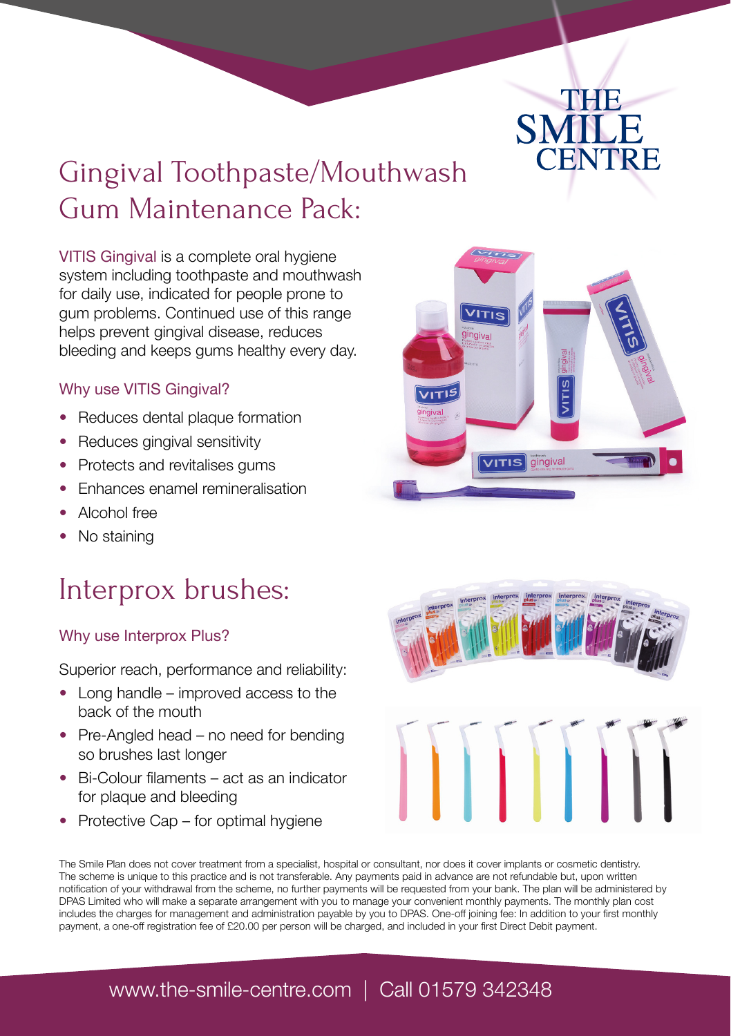THE SMILE CENTRE

# Gingival Toothpaste/Mouthwash Gum Maintenance Pack:

VITIS Gingival is a complete oral hygiene system including toothpaste and mouthwash for daily use, indicated for people prone to gum problems. Continued use of this range helps prevent gingival disease, reduces bleeding and keeps gums healthy every day.

### Why use VITIS Gingival?

- Reduces dental plaque formation
- Reduces gingival sensitivity
- Protects and revitalises gums
- Enhances enamel remineralisation
- Alcohol free
- No staining

# Interprox brushes:

### Why use Interprox Plus?

Superior reach, performance and reliability:

- Long handle – improved access to the back of the mouth
- Pre-Angled head – no need for bending so brushes last longer
- Bi-Colour filaments – act as an indicator for plaque and bleeding
- Protective Cap – for optimal hygiene

The Smile Plan does not cover treatment from a specialist, hospital or consultant, nor does it cover implants or cosmetic dentistry. The scheme is unique to this practice and is not transferable. Any payments paid in advance are not refundable but, upon written notification of your withdrawal from the scheme, no further payments will be requested from your bank. The plan will be administered by DPAS Limited who will make a separate arrangement with you to manage your convenient monthly payments. The monthly plan cost includes the charges for management and administration payable by you to DPAS. One-off joining fee: In addition to your first monthly payment, a one-off registration fee of £20.00 per person will be charged, and included in your first Direct Debit payment.

www.the-smile-centre.com | Call 01579 342348